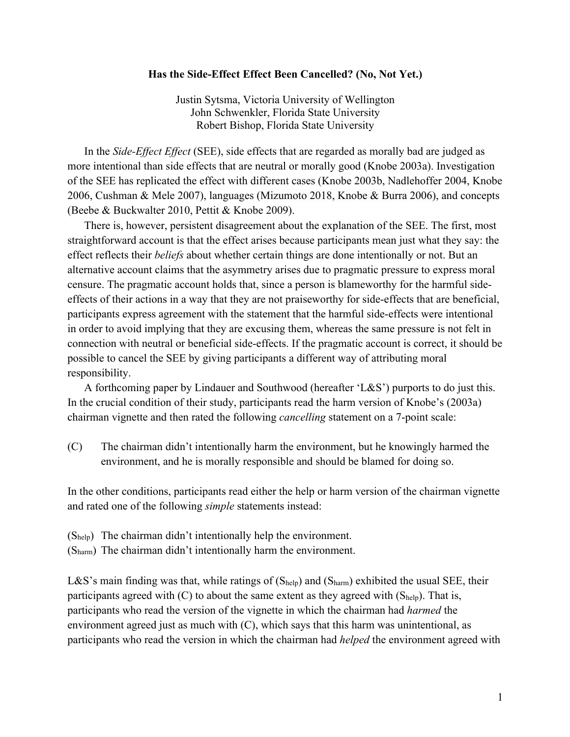# Has the Side-Effect Effect Been Cancelled? (No, Not Yet.)

Justin Sytsma, Victoria University of Wellington
John Schwenkler, Florida State University
Robert Bishop, Florida State University

In the *Side-Effect Effect* (SEE), side effects that are regarded as morally bad are judged as more intentional than side effects that are neutral or morally good (Knobe 2003a). Investigation of the SEE has replicated the effect with different cases (Knobe 2003b, Nadlehoffer 2004, Knobe 2006, Cushman & Mele 2007), languages (Mizumoto 2018, Knobe & Burra 2006), and concepts (Beebe & Buckwalter 2010, Pettit & Knobe 2009).

There is, however, persistent disagreement about the explanation of the SEE. The first, most straightforward account is that the effect arises because participants mean just what they say: the effect reflects their *beliefs* about whether certain things are done intentionally or not. But an alternative account claims that the asymmetry arises due to pragmatic pressure to express moral censure. The pragmatic account holds that, since a person is blameworthy for the harmful side-effects of their actions in a way that they are not praiseworthy for side-effects that are beneficial, participants express agreement with the statement that the harmful side-effects were intentional in order to avoid implying that they are excusing them, whereas the same pressure is not felt in connection with neutral or beneficial side-effects. If the pragmatic account is correct, it should be possible to cancel the SEE by giving participants a different way of attributing moral responsibility.

A forthcoming paper by Lindauer and Southwood (hereafter 'L&S') purports to do just this. In the crucial condition of their study, participants read the harm version of Knobe's (2003a) chairman vignette and then rated the following *cancelling* statement on a 7-point scale:

(C) The chairman didn't intentionally harm the environment, but he knowingly harmed the environment, and he is morally responsible and should be blamed for doing so.

In the other conditions, participants read either the help or harm version of the chairman vignette and rated one of the following *simple* statements instead:

($S_{help}$) The chairman didn't intentionally help the environment.
($S_{harm}$) The chairman didn't intentionally harm the environment.

L&S's main finding was that, while ratings of ($S_{help}$) and ($S_{harm}$) exhibited the usual SEE, their participants agreed with (C) to about the same extent as they agreed with ($S_{help}$). That is, participants who read the version of the vignette in which the chairman had *harmed* the environment agreed just as much with (C), which says that this harm was unintentional, as participants who read the version in which the chairman had *helped* the environment agreed with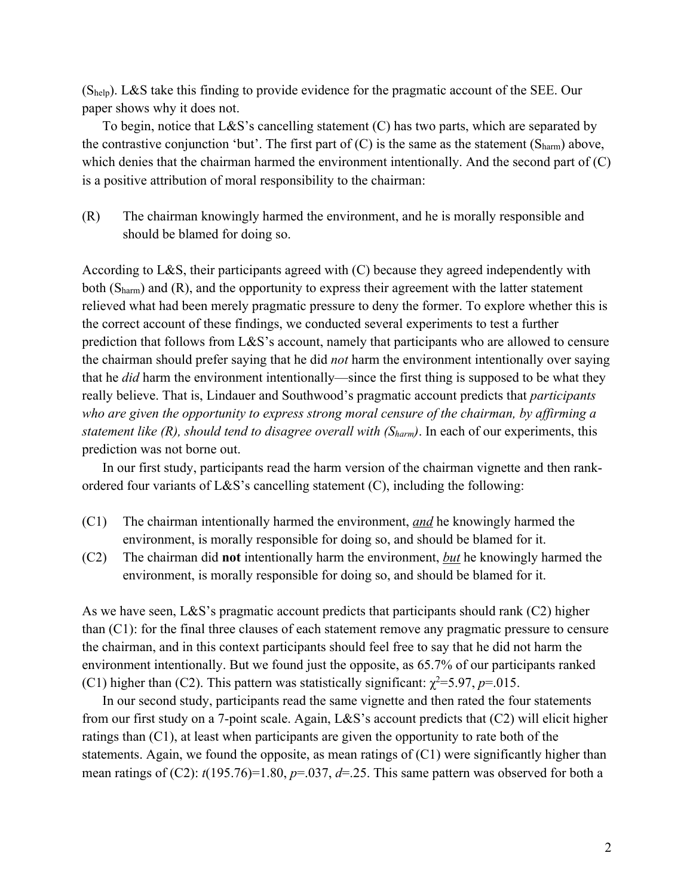($S_{help}$). L&S take this finding to provide evidence for the pragmatic account of the SEE. Our paper shows why it does not.

To begin, notice that L&S's cancelling statement (C) has two parts, which are separated by the contrastive conjunction 'but'. The first part of (C) is the same as the statement ($S_{harm}$) above, which denies that the chairman harmed the environment intentionally. And the second part of (C) is a positive attribution of moral responsibility to the chairman:

(R) The chairman knowingly harmed the environment, and he is morally responsible and should be blamed for doing so.

According to L&S, their participants agreed with (C) because they agreed independently with both ($S_{harm}$) and (R), and the opportunity to express their agreement with the latter statement relieved what had been merely pragmatic pressure to deny the former. To explore whether this is the correct account of these findings, we conducted several experiments to test a further prediction that follows from L&S's account, namely that participants who are allowed to censure the chairman should prefer saying that he did *not* harm the environment intentionally over saying that he *did* harm the environment intentionally—since the first thing is supposed to be what they really believe. That is, Lindauer and Southwood's pragmatic account predicts that *participants who are given the opportunity to express strong moral censure of the chairman, by affirming a statement like (R), should tend to disagree overall with ($S_{harm}$)*. In each of our experiments, this prediction was not borne out.

In our first study, participants read the harm version of the chairman vignette and then rank-ordered four variants of L&S's cancelling statement (C), including the following:

(C1) The chairman intentionally harmed the environment, ***and*** he knowingly harmed the environment, is morally responsible for doing so, and should be blamed for it.

(C2) The chairman did **not** intentionally harm the environment, ***but*** he knowingly harmed the environment, is morally responsible for doing so, and should be blamed for it.

As we have seen, L&S's pragmatic account predicts that participants should rank (C2) higher than (C1): for the final three clauses of each statement remove any pragmatic pressure to censure the chairman, and in this context participants should feel free to say that he did not harm the environment intentionally. But we found just the opposite, as 65.7% of our participants ranked (C1) higher than (C2). This pattern was statistically significant: $\chi^2=5.97$, $p=.015$.

In our second study, participants read the same vignette and then rated the four statements from our first study on a 7-point scale. Again, L&S's account predicts that (C2) will elicit higher ratings than (C1), at least when participants are given the opportunity to rate both of the statements. Again, we found the opposite, as mean ratings of (C1) were significantly higher than mean ratings of (C2): $t(195.76)=1.80$, $p=.037$, $d=.25$. This same pattern was observed for both a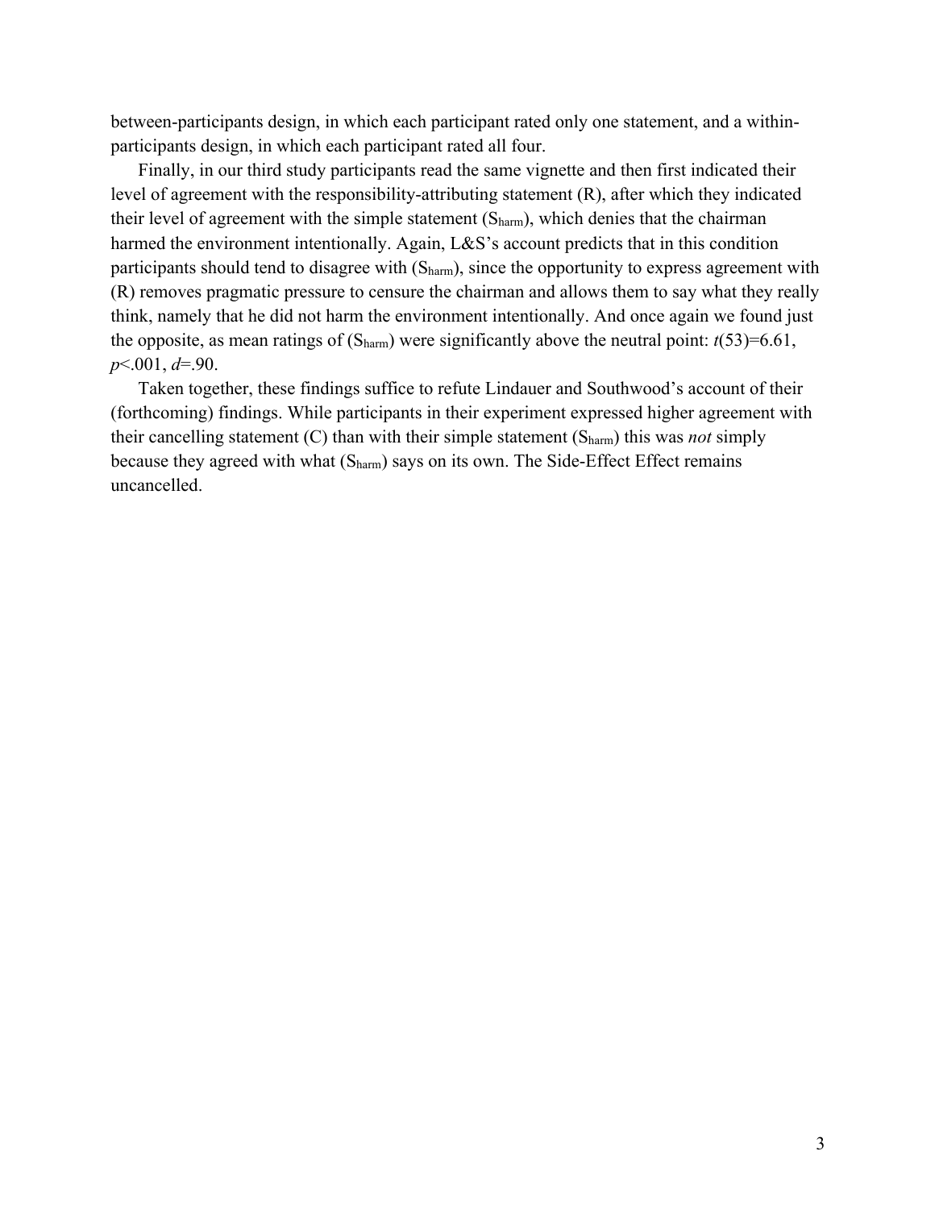between-participants design, in which each participant rated only one statement, and a within-participants design, in which each participant rated all four.

Finally, in our third study participants read the same vignette and then first indicated their level of agreement with the responsibility-attributing statement (R), after which they indicated their level of agreement with the simple statement ($S_{harm}$), which denies that the chairman harmed the environment intentionally. Again, L&S's account predicts that in this condition participants should tend to disagree with ($S_{harm}$), since the opportunity to express agreement with (R) removes pragmatic pressure to censure the chairman and allows them to say what they really think, namely that he did not harm the environment intentionally. And once again we found just the opposite, as mean ratings of ($S_{harm}$) were significantly above the neutral point: $t(53)=6.61$, $p<.001$, $d=.90$.

Taken together, these findings suffice to refute Lindauer and Southwood's account of their (forthcoming) findings. While participants in their experiment expressed higher agreement with their cancelling statement (C) than with their simple statement ($S_{harm}$) this was *not* simply because they agreed with what ($S_{harm}$) says on its own. The Side-Effect Effect remains uncancelled.